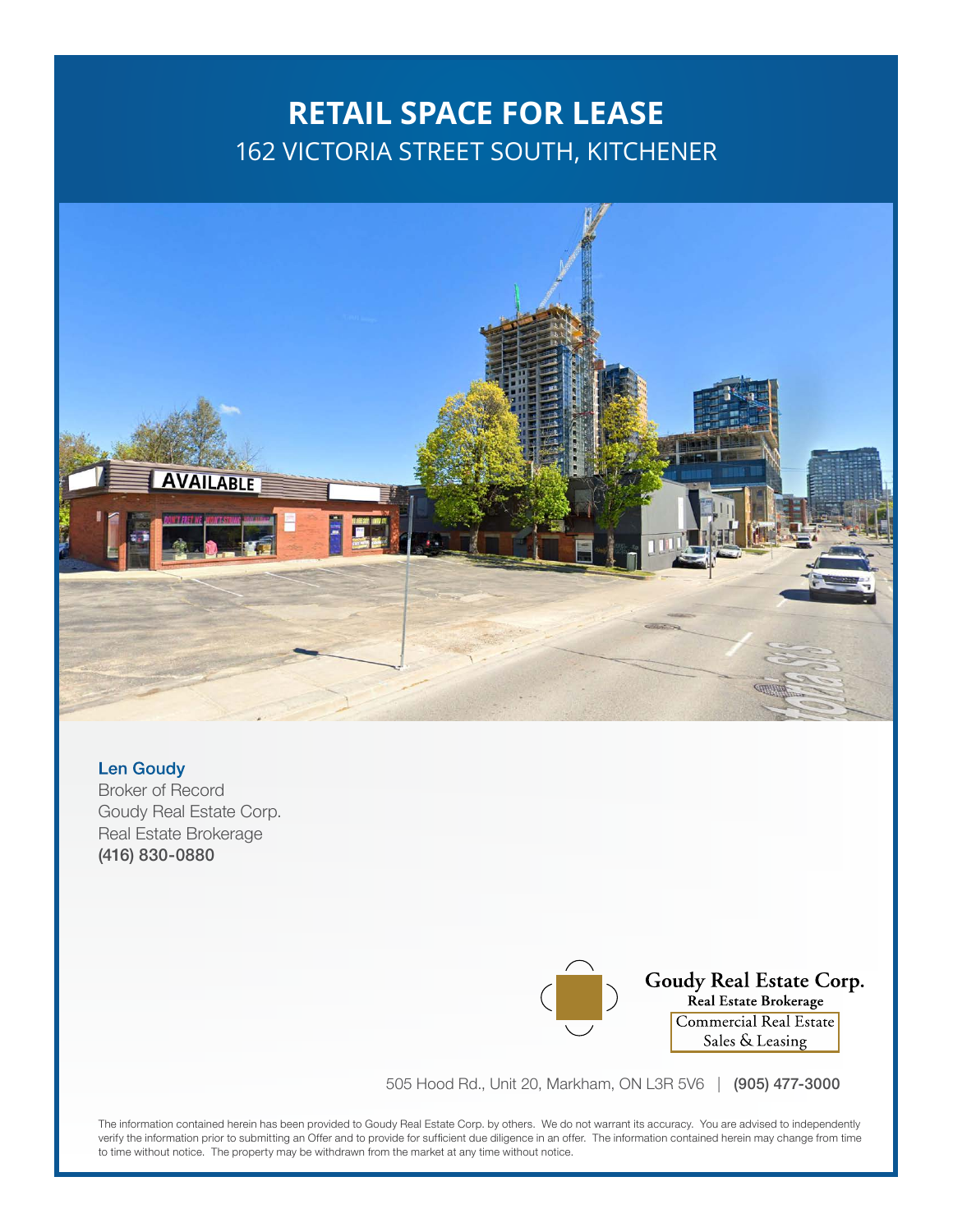# RETAIL SPACE FOR LEASE

## 162 VICTORIA STREET SOUTH, KITCHENER

**Len Goudy**
Broker of Record
Goudy Real Estate Corp.
Real Estate Brokerage
**(416) 830-0880**

**Goudy Real Estate Corp.**
**Real Estate Brokerage**
Commercial Real Estate
Sales & Leasing

505 Hood Rd., Unit 20, Markham, ON L3R 5V6 | **(905) 477-3000**

The information contained herein has been provided to Goudy Real Estate Corp. by others. We do not warrant its accuracy. You are advised to independently verify the information prior to submitting an Offer and to provide for sufficient due diligence in an offer. The information contained herein may change from time to time without notice. The property may be withdrawn from the market at any time without notice.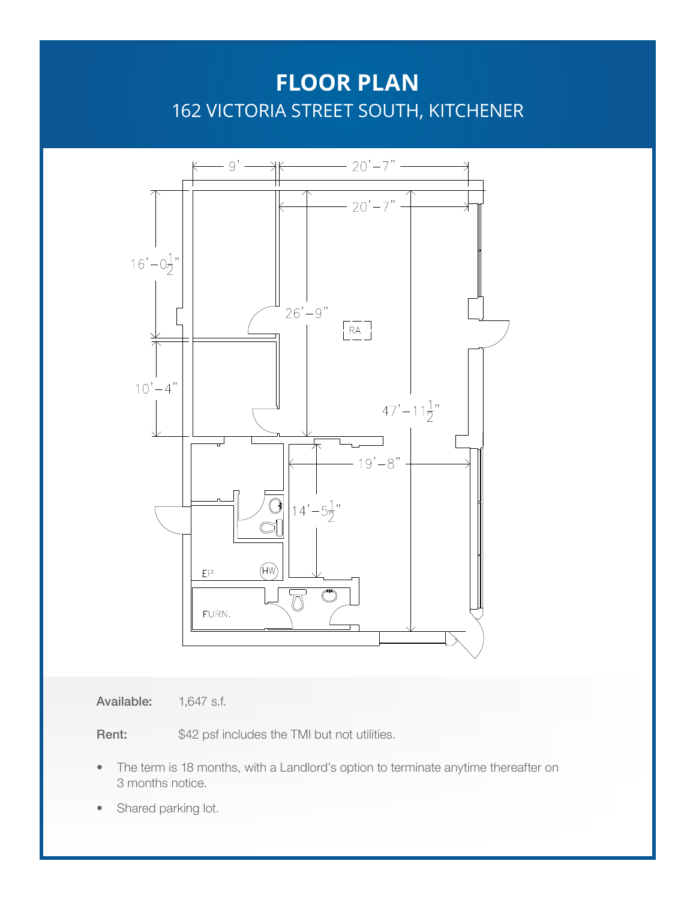# FLOOR PLAN

## 162 VICTORIA STREET SOUTH, KITCHENER

9'

20'-7"

20'-7"

16'-0½"

26'-9"

RA

10'-4"

47'-11½"

19'-8"

14'-5½"

EP

HW

FURN.

**Available:** 1,647 s.f.

**Rent:** $42 psf includes the TMI but not utilities.

- The term is 18 months, with a Landlord's option to terminate anytime thereafter on 3 months notice.
- Shared parking lot.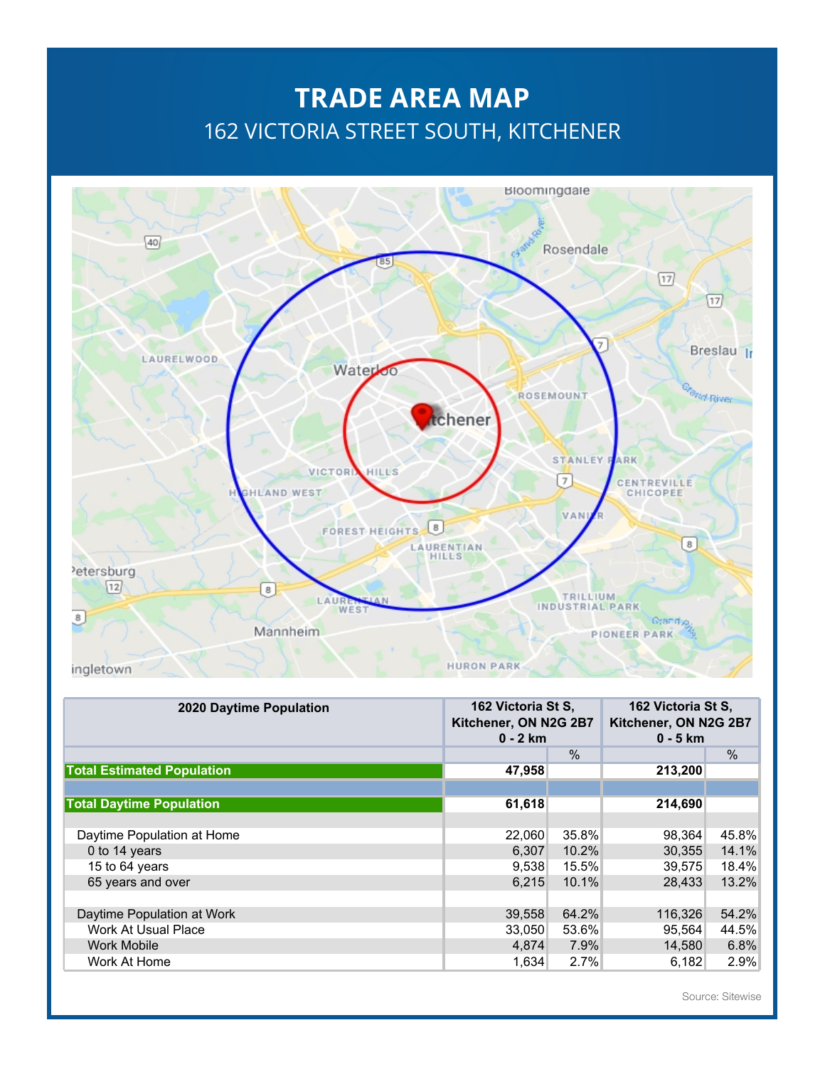# TRADE AREA MAP

## 162 VICTORIA STREET SOUTH, KITCHENER

| 2020 Daytime Population | 162 Victoria St S, Kitchener, ON N2G 2B7 0 - 2 km | | 162 Victoria St S, Kitchener, ON N2G 2B7 0 - 5 km | |
|---|---|---|---|---|
| | | % | | % |
| **Total Estimated Population** | **47,958** | | **213,200** | |
| | | | | |
| **Total Daytime Population** | **61,618** | | **214,690** | |
| | | | | |
| Daytime Population at Home | 22,060 | 35.8% | 98,364 | 45.8% |
| 0 to 14 years | 6,307 | 10.2% | 30,355 | 14.1% |
| 15 to 64 years | 9,538 | 15.5% | 39,575 | 18.4% |
| 65 years and over | 6,215 | 10.1% | 28,433 | 13.2% |
| | | | | |
| Daytime Population at Work | 39,558 | 64.2% | 116,326 | 54.2% |
| Work At Usual Place | 33,050 | 53.6% | 95,564 | 44.5% |
| Work Mobile | 4,874 | 7.9% | 14,580 | 6.8% |
| Work At Home | 1,634 | 2.7% | 6,182 | 2.9% |

Source: Sitewise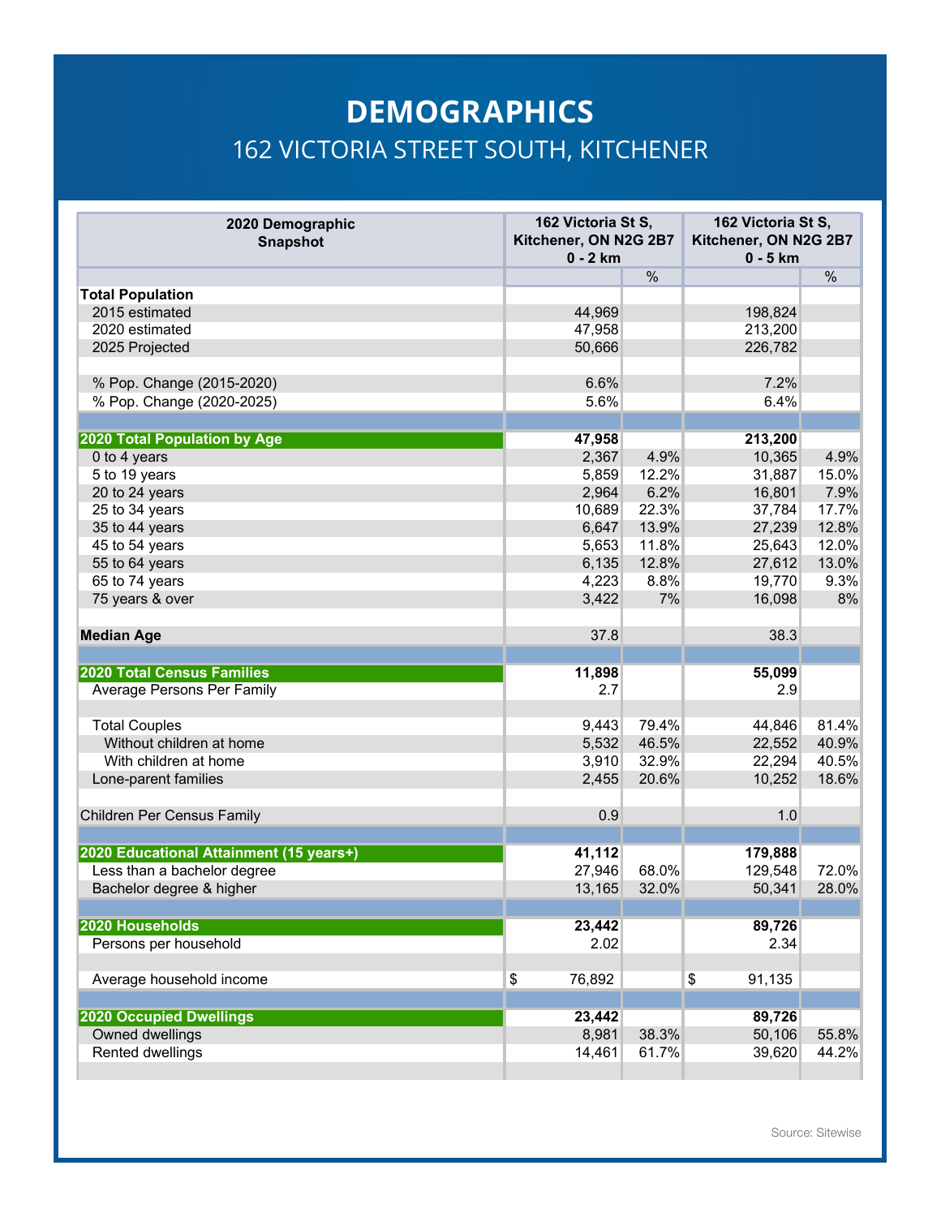# DEMOGRAPHICS

## 162 VICTORIA STREET SOUTH, KITCHENER

| 2020 Demographic Snapshot | 162 Victoria St S, Kitchener, ON N2G 2B7 0 - 2 km | | 162 Victoria St S, Kitchener, ON N2G 2B7 0 - 5 km | |
|---|---|---|---|---|
| | | % | | % |
| **Total Population** | | | | |
| 2015 estimated | 44,969 | | 198,824 | |
| 2020 estimated | 47,958 | | 213,200 | |
| 2025 Projected | 50,666 | | 226,782 | |
| % Pop. Change (2015-2020) | 6.6% | | 7.2% | |
| % Pop. Change (2020-2025) | 5.6% | | 6.4% | |
| **2020 Total Population by Age** | **47,958** | | **213,200** | |
| 0 to 4 years | 2,367 | 4.9% | 10,365 | 4.9% |
| 5 to 19 years | 5,859 | 12.2% | 31,887 | 15.0% |
| 20 to 24 years | 2,964 | 6.2% | 16,801 | 7.9% |
| 25 to 34 years | 10,689 | 22.3% | 37,784 | 17.7% |
| 35 to 44 years | 6,647 | 13.9% | 27,239 | 12.8% |
| 45 to 54 years | 5,653 | 11.8% | 25,643 | 12.0% |
| 55 to 64 years | 6,135 | 12.8% | 27,612 | 13.0% |
| 65 to 74 years | 4,223 | 8.8% | 19,770 | 9.3% |
| 75 years & over | 3,422 | 7% | 16,098 | 8% |
| **Median Age** | 37.8 | | 38.3 | |
| **2020 Total Census Families** | **11,898** | | **55,099** | |
| Average Persons Per Family | 2.7 | | 2.9 | |
| Total Couples | 9,443 | 79.4% | 44,846 | 81.4% |
| Without children at home | 5,532 | 46.5% | 22,552 | 40.9% |
| With children at home | 3,910 | 32.9% | 22,294 | 40.5% |
| Lone-parent families | 2,455 | 20.6% | 10,252 | 18.6% |
| Children Per Census Family | 0.9 | | 1.0 | |
| **2020 Educational Attainment (15 years+)** | **41,112** | | **179,888** | |
| Less than a bachelor degree | 27,946 | 68.0% | 129,548 | 72.0% |
| Bachelor degree & higher | 13,165 | 32.0% | 50,341 | 28.0% |
| **2020 Households** | **23,442** | | **89,726** | |
| Persons per household | 2.02 | | 2.34 | |
| Average household income | $ 76,892 | | $ 91,135 | |
| **2020 Occupied Dwellings** | **23,442** | | **89,726** | |
| Owned dwellings | 8,981 | 38.3% | 50,106 | 55.8% |
| Rented dwellings | 14,461 | 61.7% | 39,620 | 44.2% |

Source: Sitewise